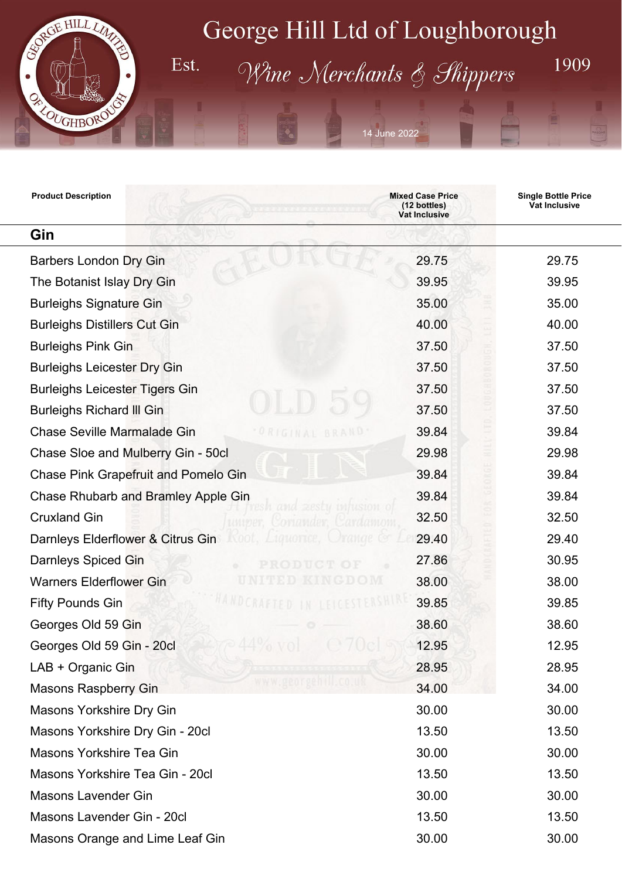# George Hill Ltd of Loughborough

Est. *Wine Merchants & Shippers* 1909

14 June 2022

| Product Description | Mixed Case Price (12 bottles) Vat Inclusive | Single Bottle Price Vat Inclusive |
|---|---|---|
| **Gin** | | |
| Barbers London Dry Gin | 29.75 | 29.75 |
| The Botanist Islay Dry Gin | 39.95 | 39.95 |
| Burleighs Signature Gin | 35.00 | 35.00 |
| Burleighs Distillers Cut Gin | 40.00 | 40.00 |
| Burleighs Pink Gin | 37.50 | 37.50 |
| Burleighs Leicester Dry Gin | 37.50 | 37.50 |
| Burleighs Leicester Tigers Gin | 37.50 | 37.50 |
| Burleighs Richard lll Gin | 37.50 | 37.50 |
| Chase Seville Marmalade Gin | 39.84 | 39.84 |
| Chase Sloe and Mulberry Gin - 50cl | 29.98 | 29.98 |
| Chase Pink Grapefruit and Pomelo Gin | 39.84 | 39.84 |
| Chase Rhubarb and Bramley Apple Gin | 39.84 | 39.84 |
| Cruxland Gin | 32.50 | 32.50 |
| Darnleys Elderflower & Citrus Gin | 29.40 | 29.40 |
| Darnleys Spiced Gin | 27.86 | 30.95 |
| Warners Elderflower Gin | 38.00 | 38.00 |
| Fifty Pounds Gin | 39.85 | 39.85 |
| Georges Old 59 Gin | 38.60 | 38.60 |
| Georges Old 59 Gin - 20cl | 12.95 | 12.95 |
| LAB + Organic Gin | 28.95 | 28.95 |
| Masons Raspberry Gin | 34.00 | 34.00 |
| Masons Yorkshire Dry Gin | 30.00 | 30.00 |
| Masons Yorkshire Dry Gin - 20cl | 13.50 | 13.50 |
| Masons Yorkshire Tea Gin | 30.00 | 30.00 |
| Masons Yorkshire Tea Gin - 20cl | 13.50 | 13.50 |
| Masons Lavender Gin | 30.00 | 30.00 |
| Masons Lavender Gin - 20cl | 13.50 | 13.50 |
| Masons Orange and Lime Leaf Gin | 30.00 | 30.00 |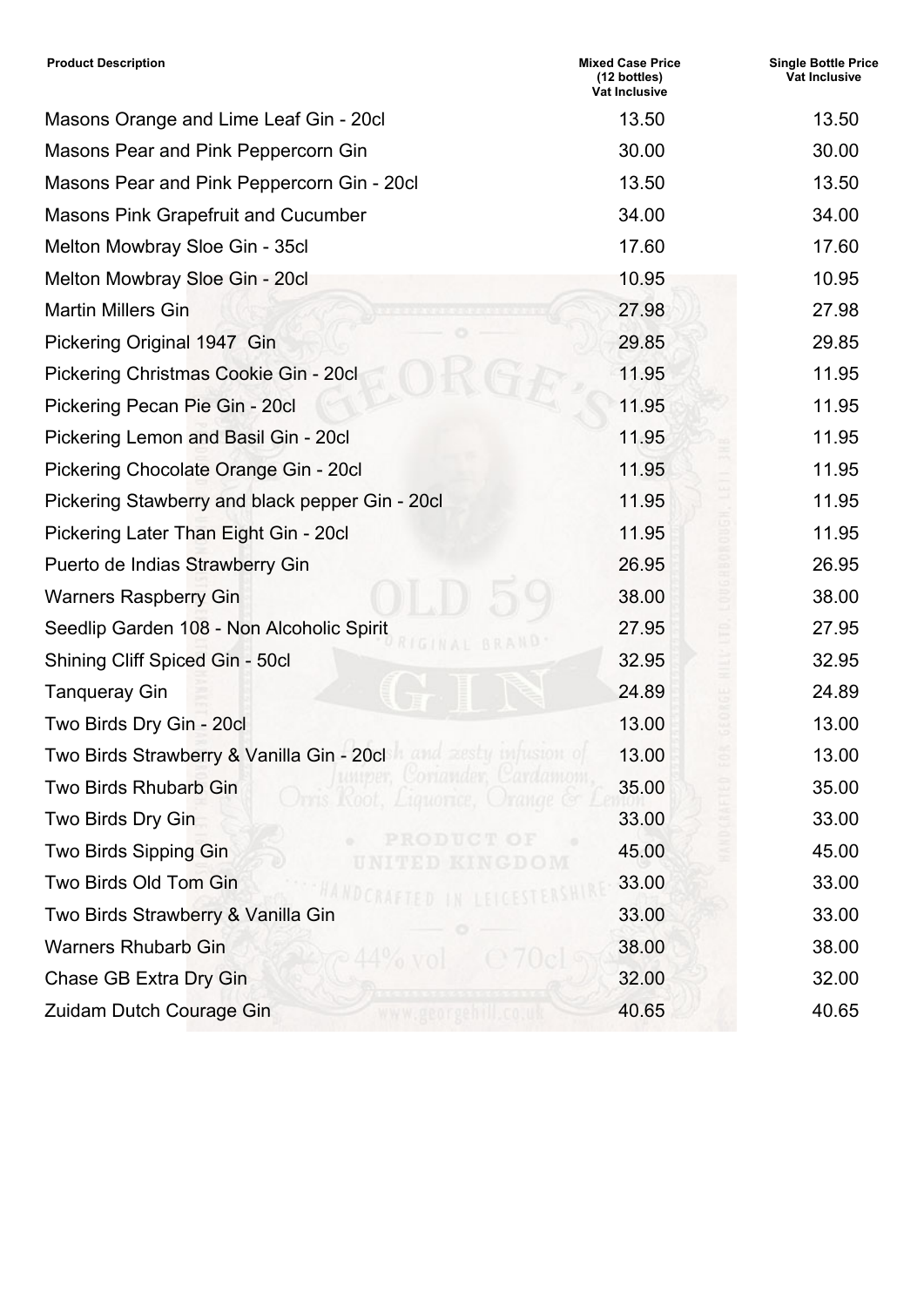| Product Description | Mixed Case Price (12 bottles) Vat Inclusive | Single Bottle Price Vat Inclusive |
| --- | --- | --- |
| Masons Orange and Lime Leaf Gin - 20cl | 13.50 | 13.50 |
| Masons Pear and Pink Peppercorn Gin | 30.00 | 30.00 |
| Masons Pear and Pink Peppercorn Gin - 20cl | 13.50 | 13.50 |
| Masons Pink Grapefruit and Cucumber | 34.00 | 34.00 |
| Melton Mowbray Sloe Gin - 35cl | 17.60 | 17.60 |
| Melton Mowbray Sloe Gin - 20cl | 10.95 | 10.95 |
| Martin Millers Gin | 27.98 | 27.98 |
| Pickering Original 1947 Gin | 29.85 | 29.85 |
| Pickering Christmas Cookie Gin - 20cl | 11.95 | 11.95 |
| Pickering Pecan Pie Gin - 20cl | 11.95 | 11.95 |
| Pickering Lemon and Basil Gin - 20cl | 11.95 | 11.95 |
| Pickering Chocolate Orange Gin - 20cl | 11.95 | 11.95 |
| Pickering Stawberry and black pepper Gin - 20cl | 11.95 | 11.95 |
| Pickering Later Than Eight Gin - 20cl | 11.95 | 11.95 |
| Puerto de Indias Strawberry Gin | 26.95 | 26.95 |
| Warners Raspberry Gin | 38.00 | 38.00 |
| Seedlip Garden 108 - Non Alcoholic Spirit | 27.95 | 27.95 |
| Shining Cliff Spiced Gin - 50cl | 32.95 | 32.95 |
| Tanqueray Gin | 24.89 | 24.89 |
| Two Birds Dry Gin - 20cl | 13.00 | 13.00 |
| Two Birds Strawberry & Vanilla Gin - 20cl | 13.00 | 13.00 |
| Two Birds Rhubarb Gin | 35.00 | 35.00 |
| Two Birds Dry Gin | 33.00 | 33.00 |
| Two Birds Sipping Gin | 45.00 | 45.00 |
| Two Birds Old Tom Gin | 33.00 | 33.00 |
| Two Birds Strawberry & Vanilla Gin | 33.00 | 33.00 |
| Warners Rhubarb Gin | 38.00 | 38.00 |
| Chase GB Extra Dry Gin | 32.00 | 32.00 |
| Zuidam Dutch Courage Gin | 40.65 | 40.65 |